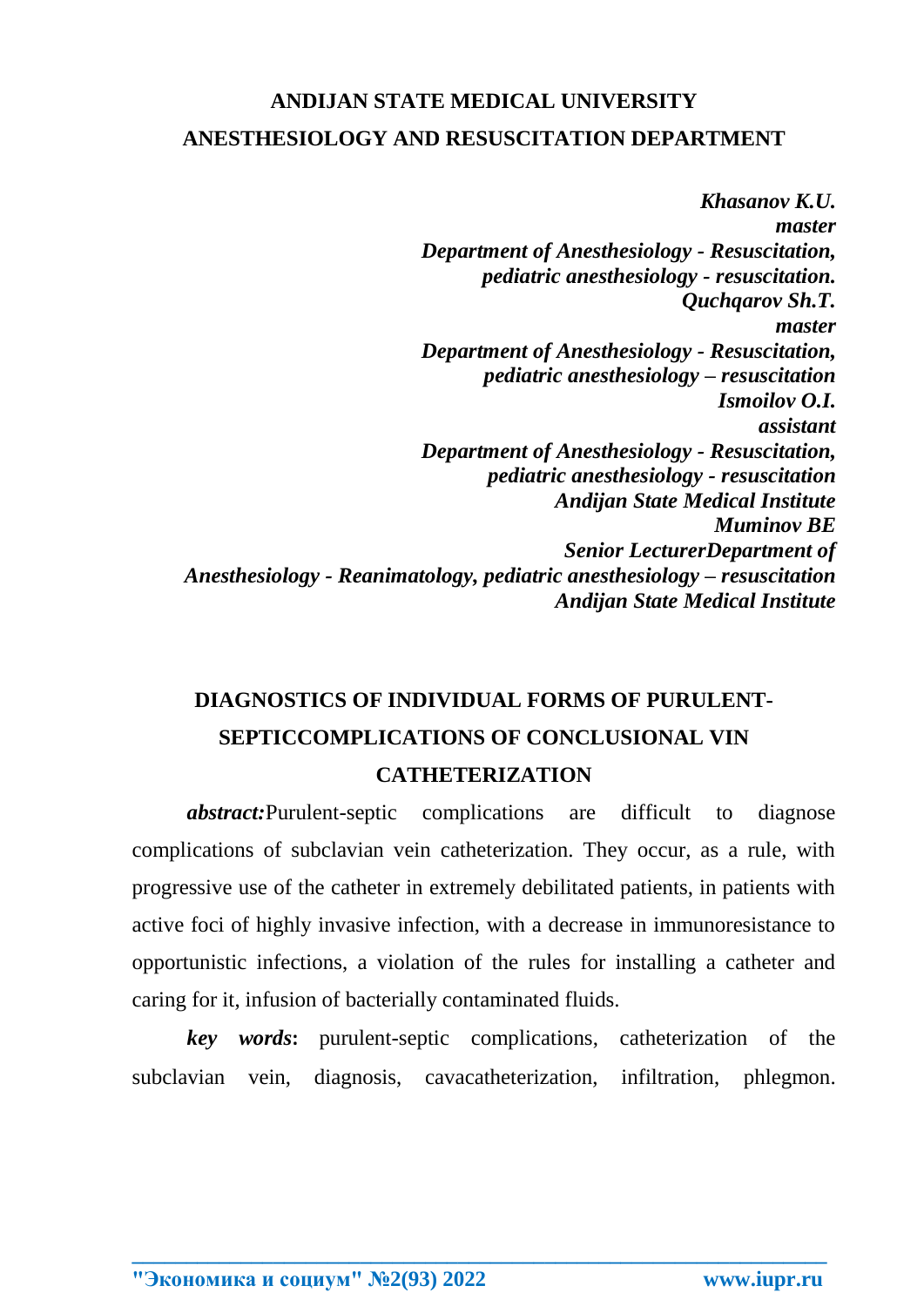**ANDIJAN STATE MEDICAL UNIVERSITY**

**ANESTHESIOLOGY AND RESUSCITATION DEPARTMENT**

***Khasanov K.U.***
***master***
***Department of Anesthesiology - Resuscitation, pediatric anesthesiology - resuscitation.***
***Quchqarov Sh.T.***
***master***
***Department of Anesthesiology - Resuscitation, pediatric anesthesiology – resuscitation***
***Ismoilov O.I.***
***assistant***
***Department of Anesthesiology - Resuscitation, pediatric anesthesiology - resuscitation***
***Andijan State Medical Institute***
***Muminov BE***
***Senior LecturerDepartment of Anesthesiology - Reanimatology, pediatric anesthesiology – resuscitation***
***Andijan State Medical Institute***

# DIAGNOSTICS OF INDIVIDUAL FORMS OF PURULENT-SEPTICCOMPLICATIONS OF CONCLUSIONAL VIN CATHETERIZATION

***abstract:***Purulent-septic complications are difficult to diagnose complications of subclavian vein catheterization. They occur, as a rule, with progressive use of the catheter in extremely debilitated patients, in patients with active foci of highly invasive infection, with a decrease in immunoresistance to opportunistic infections, a violation of the rules for installing a catheter and caring for it, infusion of bacterially contaminated fluids.

***key words*:** purulent-septic complications, catheterization of the subclavian vein, diagnosis, cavacatheterization, infiltration, phlegmon.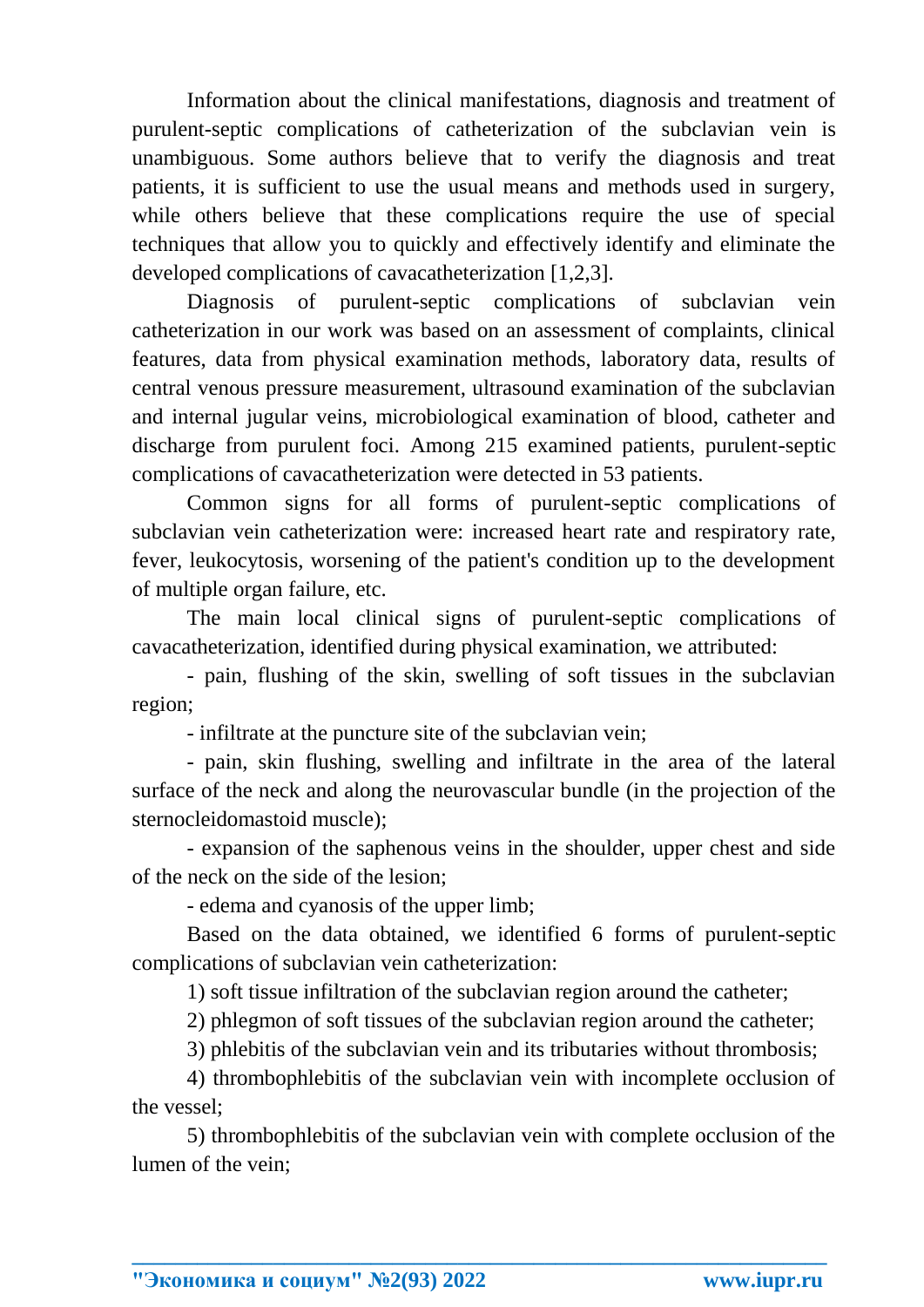Information about the clinical manifestations, diagnosis and treatment of purulent-septic complications of catheterization of the subclavian vein is unambiguous. Some authors believe that to verify the diagnosis and treat patients, it is sufficient to use the usual means and methods used in surgery, while others believe that these complications require the use of special techniques that allow you to quickly and effectively identify and eliminate the developed complications of cavacatheterization [1,2,3].

Diagnosis of purulent-septic complications of subclavian vein catheterization in our work was based on an assessment of complaints, clinical features, data from physical examination methods, laboratory data, results of central venous pressure measurement, ultrasound examination of the subclavian and internal jugular veins, microbiological examination of blood, catheter and discharge from purulent foci. Among 215 examined patients, purulent-septic complications of cavacatheterization were detected in 53 patients.

Common signs for all forms of purulent-septic complications of subclavian vein catheterization were: increased heart rate and respiratory rate, fever, leukocytosis, worsening of the patient's condition up to the development of multiple organ failure, etc.

The main local clinical signs of purulent-septic complications of cavacatheterization, identified during physical examination, we attributed:

- pain, flushing of the skin, swelling of soft tissues in the subclavian region;
- infiltrate at the puncture site of the subclavian vein;
- pain, skin flushing, swelling and infiltrate in the area of the lateral surface of the neck and along the neurovascular bundle (in the projection of the sternocleidomastoid muscle);
- expansion of the saphenous veins in the shoulder, upper chest and side of the neck on the side of the lesion;
- edema and cyanosis of the upper limb;

Based on the data obtained, we identified 6 forms of purulent-septic complications of subclavian vein catheterization:

1) soft tissue infiltration of the subclavian region around the catheter;
2) phlegmon of soft tissues of the subclavian region around the catheter;
3) phlebitis of the subclavian vein and its tributaries without thrombosis;
4) thrombophlebitis of the subclavian vein with incomplete occlusion of the vessel;
5) thrombophlebitis of the subclavian vein with complete occlusion of the lumen of the vein;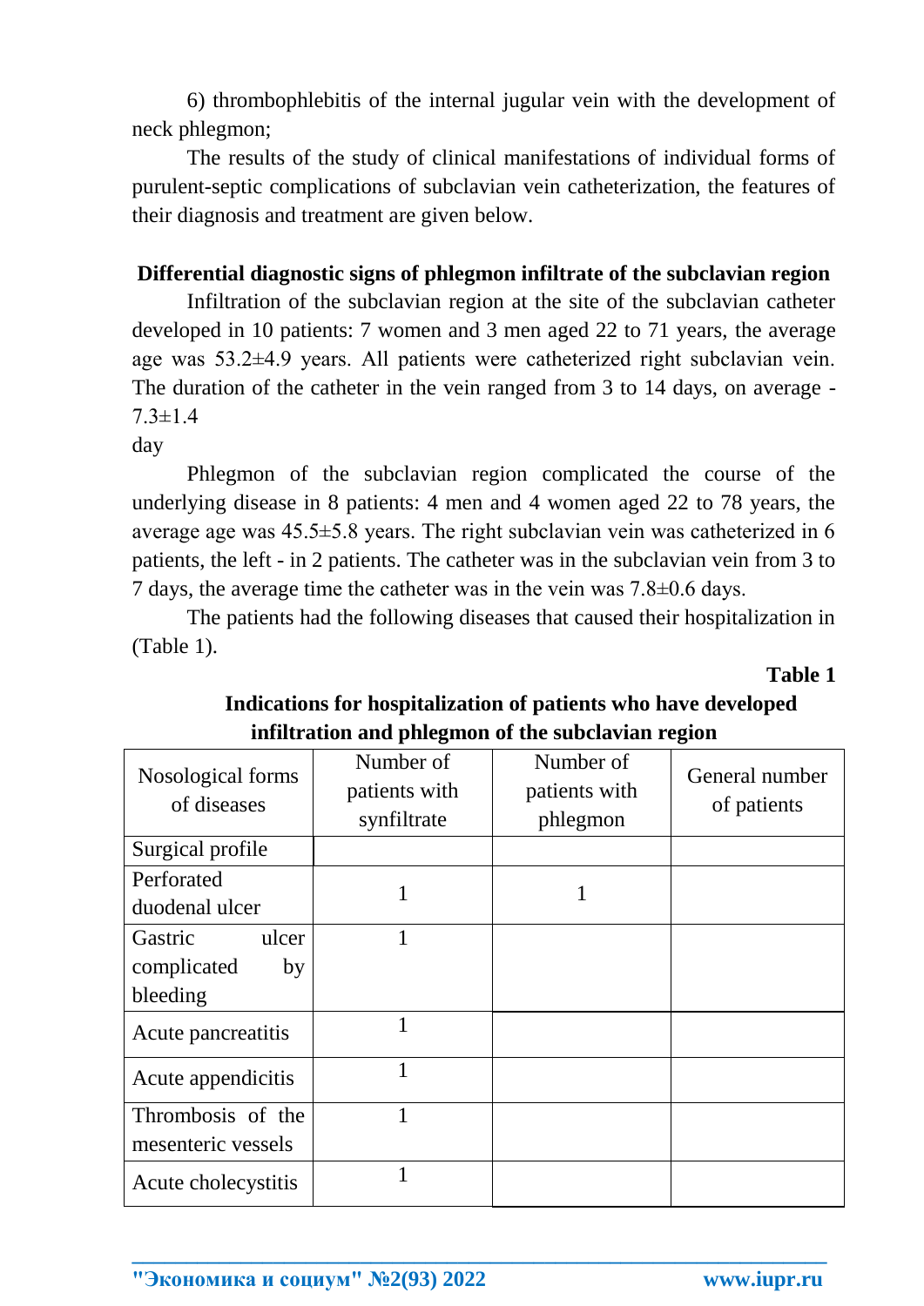6) thrombophlebitis of the internal jugular vein with the development of neck phlegmon;

The results of the study of clinical manifestations of individual forms of purulent-septic complications of subclavian vein catheterization, the features of their diagnosis and treatment are given below.

**Differential diagnostic signs of phlegmon infiltrate of the subclavian region**

Infiltration of the subclavian region at the site of the subclavian catheter developed in 10 patients: 7 women and 3 men aged 22 to 71 years, the average age was 53.2±4.9 years. All patients were catheterized right subclavian vein. The duration of the catheter in the vein ranged from 3 to 14 days, on average - 7.3±1.4 day

Phlegmon of the subclavian region complicated the course of the underlying disease in 8 patients: 4 men and 4 women aged 22 to 78 years, the average age was 45.5±5.8 years. The right subclavian vein was catheterized in 6 patients, the left - in 2 patients. The catheter was in the subclavian vein from 3 to 7 days, the average time the catheter was in the vein was 7.8±0.6 days.

The patients had the following diseases that caused their hospitalization in (Table 1).

**Table 1**

**Indications for hospitalization of patients who have developed infiltration and phlegmon of the subclavian region**

| Nosological forms of diseases | Number of patients with synfiltrate | Number of patients with phlegmon | General number of patients |
|---|---|---|---|
| Surgical profile | | | |
| Perforated duodenal ulcer | 1 | 1 | |
| Gastric ulcer complicated by bleeding | 1 | | |
| Acute pancreatitis | 1 | | |
| Acute appendicitis | 1 | | |
| Thrombosis of the mesenteric vessels | 1 | | |
| Acute cholecystitis | 1 | | |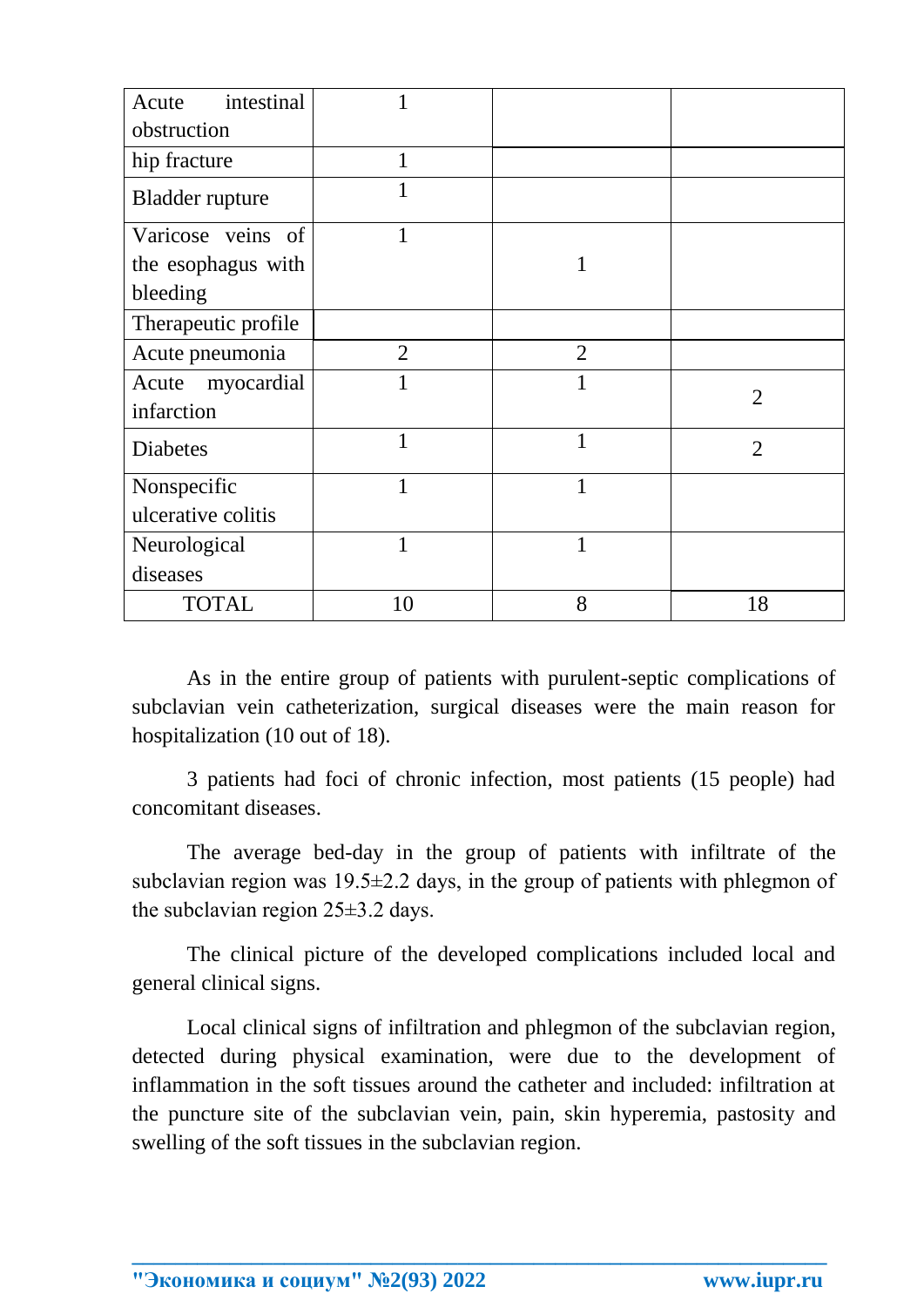| | | | |
|---|---|---|---|
| Acute intestinal obstruction | 1 | | |
| hip fracture | 1 | | |
| Bladder rupture | 1 | | |
| Varicose veins of the esophagus with bleeding | 1 | 1 | |
| Therapeutic profile | | | |
| Acute pneumonia | 2 | 2 | |
| Acute myocardial infarction | 1 | 1 | 2 |
| Diabetes | 1 | 1 | 2 |
| Nonspecific ulcerative colitis | 1 | 1 | |
| Neurological diseases | 1 | 1 | |
| TOTAL | 10 | 8 | 18 |

As in the entire group of patients with purulent-septic complications of subclavian vein catheterization, surgical diseases were the main reason for hospitalization (10 out of 18).

3 patients had foci of chronic infection, most patients (15 people) had concomitant diseases.

The average bed-day in the group of patients with infiltrate of the subclavian region was 19.5±2.2 days, in the group of patients with phlegmon of the subclavian region 25±3.2 days.

The clinical picture of the developed complications included local and general clinical signs.

Local clinical signs of infiltration and phlegmon of the subclavian region, detected during physical examination, were due to the development of inflammation in the soft tissues around the catheter and included: infiltration at the puncture site of the subclavian vein, pain, skin hyperemia, pastosity and swelling of the soft tissues in the subclavian region.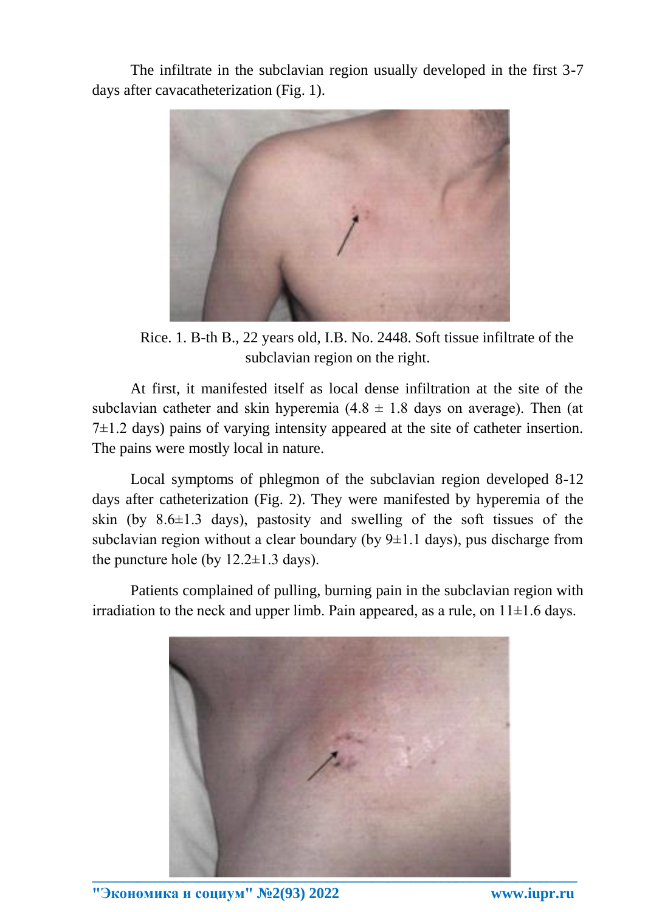The infiltrate in the subclavian region usually developed in the first 3-7 days after cavacatheterization (Fig. 1).

Rice. 1. B-th B., 22 years old, I.B. No. 2448. Soft tissue infiltrate of the subclavian region on the right.

At first, it manifested itself as local dense infiltration at the site of the subclavian catheter and skin hyperemia (4.8 ± 1.8 days on average). Then (at 7±1.2 days) pains of varying intensity appeared at the site of catheter insertion. The pains were mostly local in nature.

Local symptoms of phlegmon of the subclavian region developed 8-12 days after catheterization (Fig. 2). They were manifested by hyperemia of the skin (by 8.6±1.3 days), pastosity and swelling of the soft tissues of the subclavian region without a clear boundary (by 9±1.1 days), pus discharge from the puncture hole (by 12.2±1.3 days).

Patients complained of pulling, burning pain in the subclavian region with irradiation to the neck and upper limb. Pain appeared, as a rule, on 11±1.6 days.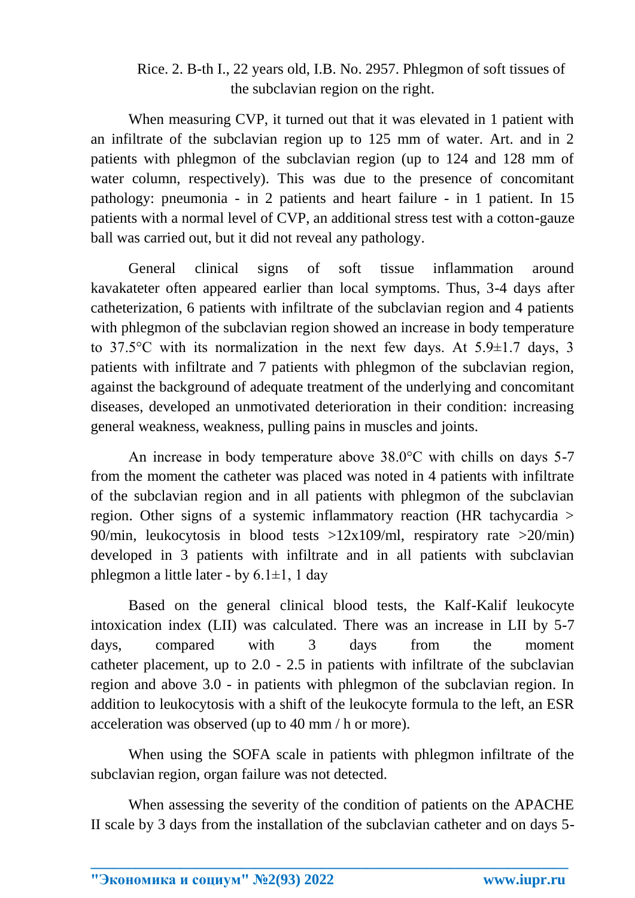Rice. 2. B-th I., 22 years old, I.B. No. 2957. Phlegmon of soft tissues of the subclavian region on the right.

When measuring CVP, it turned out that it was elevated in 1 patient with an infiltrate of the subclavian region up to 125 mm of water. Art. and in 2 patients with phlegmon of the subclavian region (up to 124 and 128 mm of water column, respectively). This was due to the presence of concomitant pathology: pneumonia - in 2 patients and heart failure - in 1 patient. In 15 patients with a normal level of CVP, an additional stress test with a cotton-gauze ball was carried out, but it did not reveal any pathology.

General clinical signs of soft tissue inflammation around kavakateter often appeared earlier than local symptoms. Thus, 3-4 days after catheterization, 6 patients with infiltrate of the subclavian region and 4 patients with phlegmon of the subclavian region showed an increase in body temperature to 37.5°C with its normalization in the next few days. At 5.9±1.7 days, 3 patients with infiltrate and 7 patients with phlegmon of the subclavian region, against the background of adequate treatment of the underlying and concomitant diseases, developed an unmotivated deterioration in their condition: increasing general weakness, weakness, pulling pains in muscles and joints.

An increase in body temperature above 38.0°C with chills on days 5-7 from the moment the catheter was placed was noted in 4 patients with infiltrate of the subclavian region and in all patients with phlegmon of the subclavian region. Other signs of a systemic inflammatory reaction (HR tachycardia > 90/min, leukocytosis in blood tests >12x109/ml, respiratory rate >20/min) developed in 3 patients with infiltrate and in all patients with subclavian phlegmon a little later - by 6.1±1, 1 day

Based on the general clinical blood tests, the Kalf-Kalif leukocyte intoxication index (LII) was calculated. There was an increase in LII by 5-7 days, compared with 3 days from the moment catheter placement, up to 2.0 - 2.5 in patients with infiltrate of the subclavian region and above 3.0 - in patients with phlegmon of the subclavian region. In addition to leukocytosis with a shift of the leukocyte formula to the left, an ESR acceleration was observed (up to 40 mm / h or more).

When using the SOFA scale in patients with phlegmon infiltrate of the subclavian region, organ failure was not detected.

When assessing the severity of the condition of patients on the APACHE II scale by 3 days from the installation of the subclavian catheter and on days 5-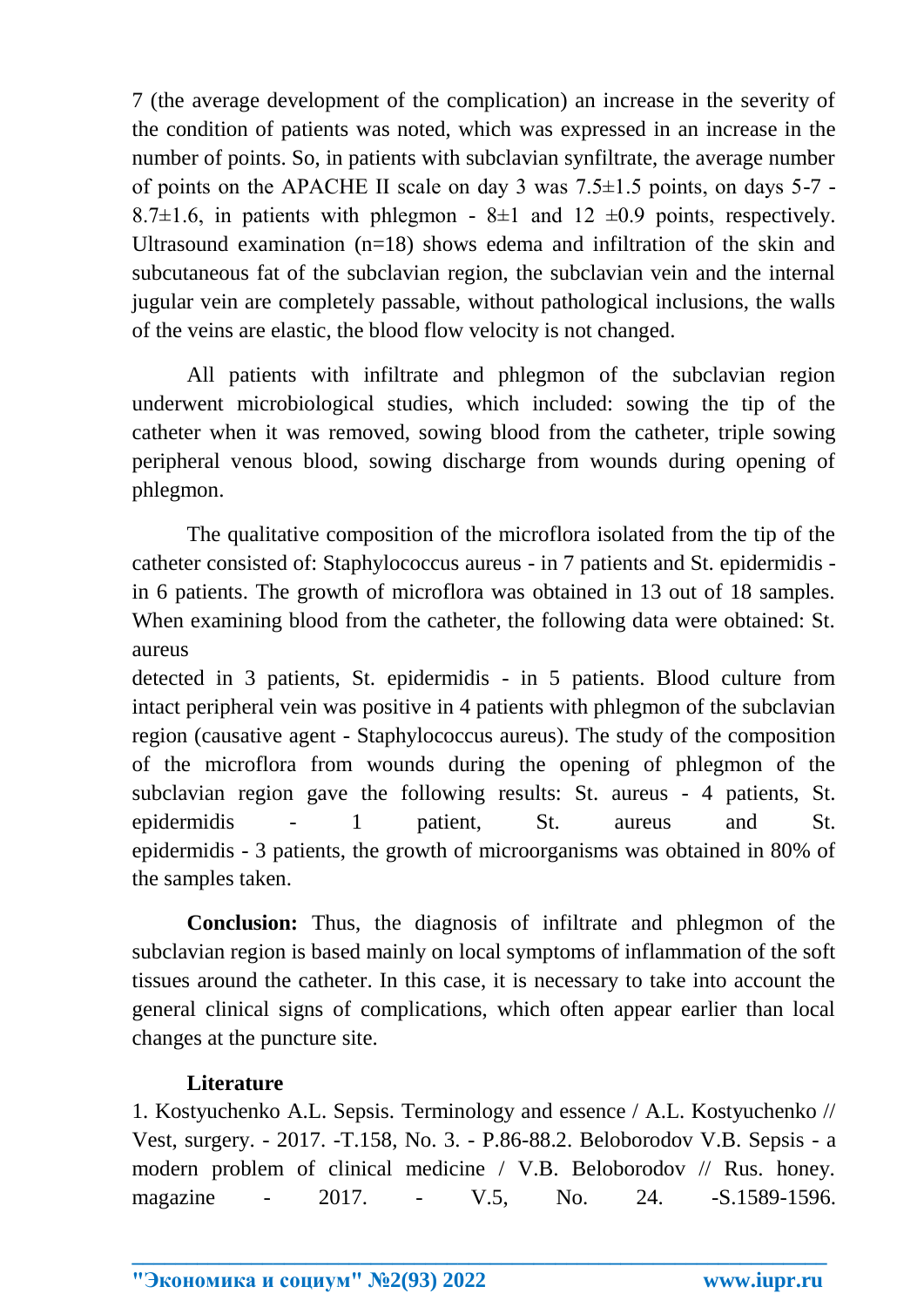7 (the average development of the complication) an increase in the severity of the condition of patients was noted, which was expressed in an increase in the number of points. So, in patients with subclavian synfiltrate, the average number of points on the APACHE II scale on day 3 was $7.5\pm1.5$ points, on days 5-7 - $8.7\pm1.6$, in patients with phlegmon - $8\pm1$ and $12 \pm0.9$ points, respectively. Ultrasound examination (n=18) shows edema and infiltration of the skin and subcutaneous fat of the subclavian region, the subclavian vein and the internal jugular vein are completely passable, without pathological inclusions, the walls of the veins are elastic, the blood flow velocity is not changed.

All patients with infiltrate and phlegmon of the subclavian region underwent microbiological studies, which included: sowing the tip of the catheter when it was removed, sowing blood from the catheter, triple sowing peripheral venous blood, sowing discharge from wounds during opening of phlegmon.

The qualitative composition of the microflora isolated from the tip of the catheter consisted of: Staphylococcus aureus - in 7 patients and St. epidermidis - in 6 patients. The growth of microflora was obtained in 13 out of 18 samples. When examining blood from the catheter, the following data were obtained: St. aureus detected in 3 patients, St. epidermidis - in 5 patients. Blood culture from intact peripheral vein was positive in 4 patients with phlegmon of the subclavian region (causative agent - Staphylococcus aureus). The study of the composition of the microflora from wounds during the opening of phlegmon of the subclavian region gave the following results: St. aureus - 4 patients, St. epidermidis - 1 patient, St. aureus and St. epidermidis - 3 patients, the growth of microorganisms was obtained in 80% of the samples taken.

**Conclusion:** Thus, the diagnosis of infiltrate and phlegmon of the subclavian region is based mainly on local symptoms of inflammation of the soft tissues around the catheter. In this case, it is necessary to take into account the general clinical signs of complications, which often appear earlier than local changes at the puncture site.

**Literature**

1. Kostyuchenko A.L. Sepsis. Terminology and essence / A.L. Kostyuchenko // Vest, surgery. - 2017. -T.158, No. 3. - P.86-88.2. Beloborodov V.B. Sepsis - a modern problem of clinical medicine / V.B. Beloborodov // Rus. honey. magazine - 2017. - V.5, No. 24. -S.1589-1596.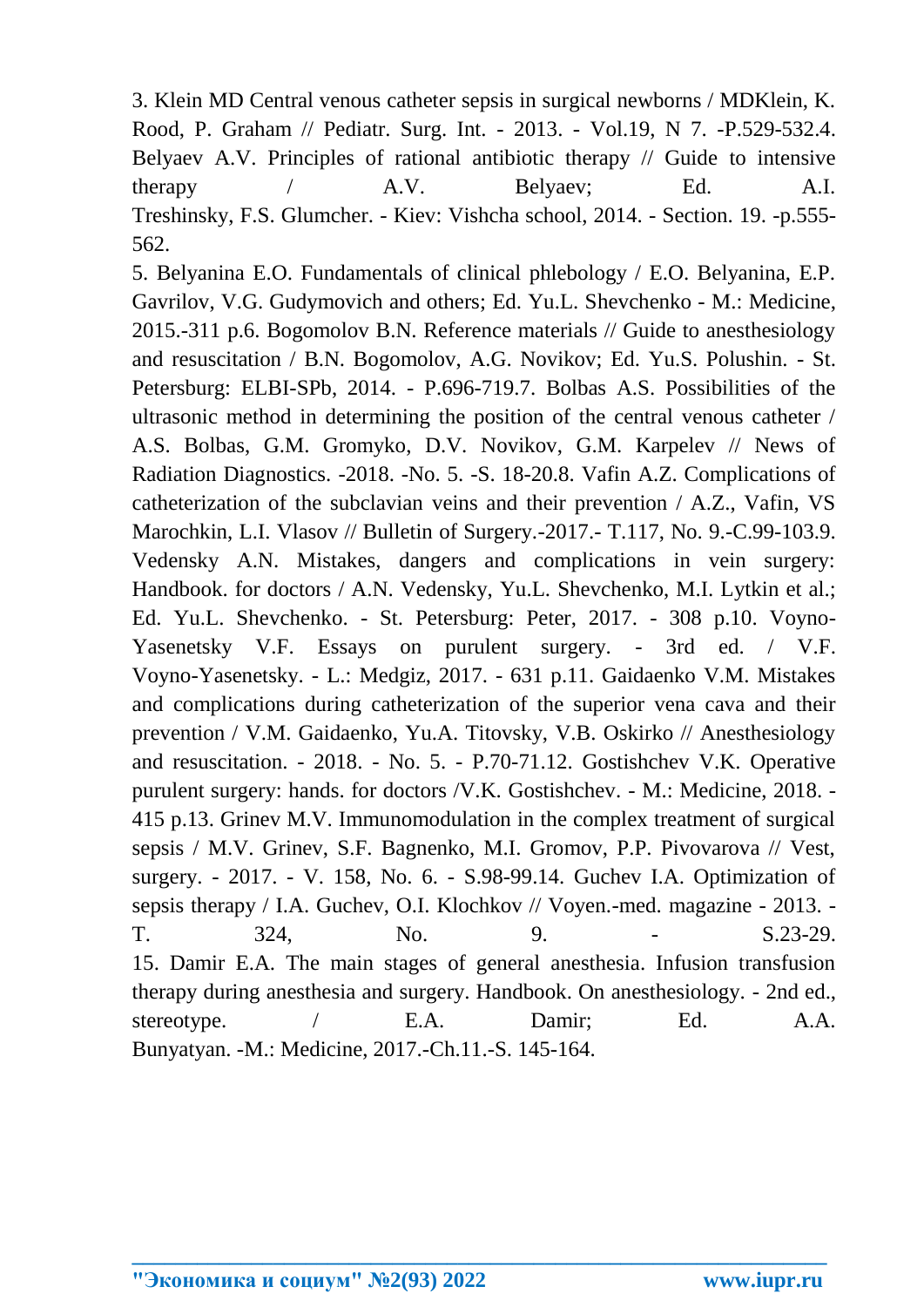3. Klein MD Central venous catheter sepsis in surgical newborns / MDKlein, K. Rood, P. Graham // Pediatr. Surg. Int. - 2013. - Vol.19, N 7. -P.529-532.4. Belyaev A.V. Principles of rational antibiotic therapy // Guide to intensive therapy / A.V. Belyaev; Ed. A.I. Treshinsky, F.S. Glumcher. - Kiev: Vishcha school, 2014. - Section. 19. -p.555-562.

5. Belyanina E.O. Fundamentals of clinical phlebology / E.O. Belyanina, E.P. Gavrilov, V.G. Gudymovich and others; Ed. Yu.L. Shevchenko - M.: Medicine, 2015.-311 p.6. Bogomolov B.N. Reference materials // Guide to anesthesiology and resuscitation / B.N. Bogomolov, A.G. Novikov; Ed. Yu.S. Polushin. - St. Petersburg: ELBI-SPb, 2014. - P.696-719.7. Bolbas A.S. Possibilities of the ultrasonic method in determining the position of the central venous catheter / A.S. Bolbas, G.M. Gromyko, D.V. Novikov, G.M. Karpelev // News of Radiation Diagnostics. -2018. -No. 5. -S. 18-20.8. Vafin A.Z. Complications of catheterization of the subclavian veins and their prevention / A.Z., Vafin, VS Marochkin, L.I. Vlasov // Bulletin of Surgery.-2017.- T.117, No. 9.-C.99-103.9. Vedensky A.N. Mistakes, dangers and complications in vein surgery: Handbook. for doctors / A.N. Vedensky, Yu.L. Shevchenko, M.I. Lytkin et al.; Ed. Yu.L. Shevchenko. - St. Petersburg: Peter, 2017. - 308 p.10. Voyno-Yasenetsky V.F. Essays on purulent surgery. - 3rd ed. / V.F. Voyno-Yasenetsky. - L.: Medgiz, 2017. - 631 p.11. Gaidaenko V.M. Mistakes and complications during catheterization of the superior vena cava and their prevention / V.M. Gaidaenko, Yu.A. Titovsky, V.B. Oskirko // Anesthesiology and resuscitation. - 2018. - No. 5. - P.70-71.12. Gostishchev V.K. Operative purulent surgery: hands. for doctors /V.K. Gostishchev. - M.: Medicine, 2018. - 415 p.13. Grinev M.V. Immunomodulation in the complex treatment of surgical sepsis / M.V. Grinev, S.F. Bagnenko, M.I. Gromov, P.P. Pivovarova // Vest, surgery. - 2017. - V. 158, No. 6. - S.98-99.14. Guchev I.A. Optimization of sepsis therapy / I.A. Guchev, O.I. Klochkov // Voyen.-med. magazine - 2013. - T. 324, No. 9. - S.23-29.

15. Damir E.A. The main stages of general anesthesia. Infusion transfusion therapy during anesthesia and surgery. Handbook. On anesthesiology. - 2nd ed., stereotype. / E.A. Damir; Ed. A.A. Bunyatyan. -M.: Medicine, 2017.-Ch.11.-S. 145-164.